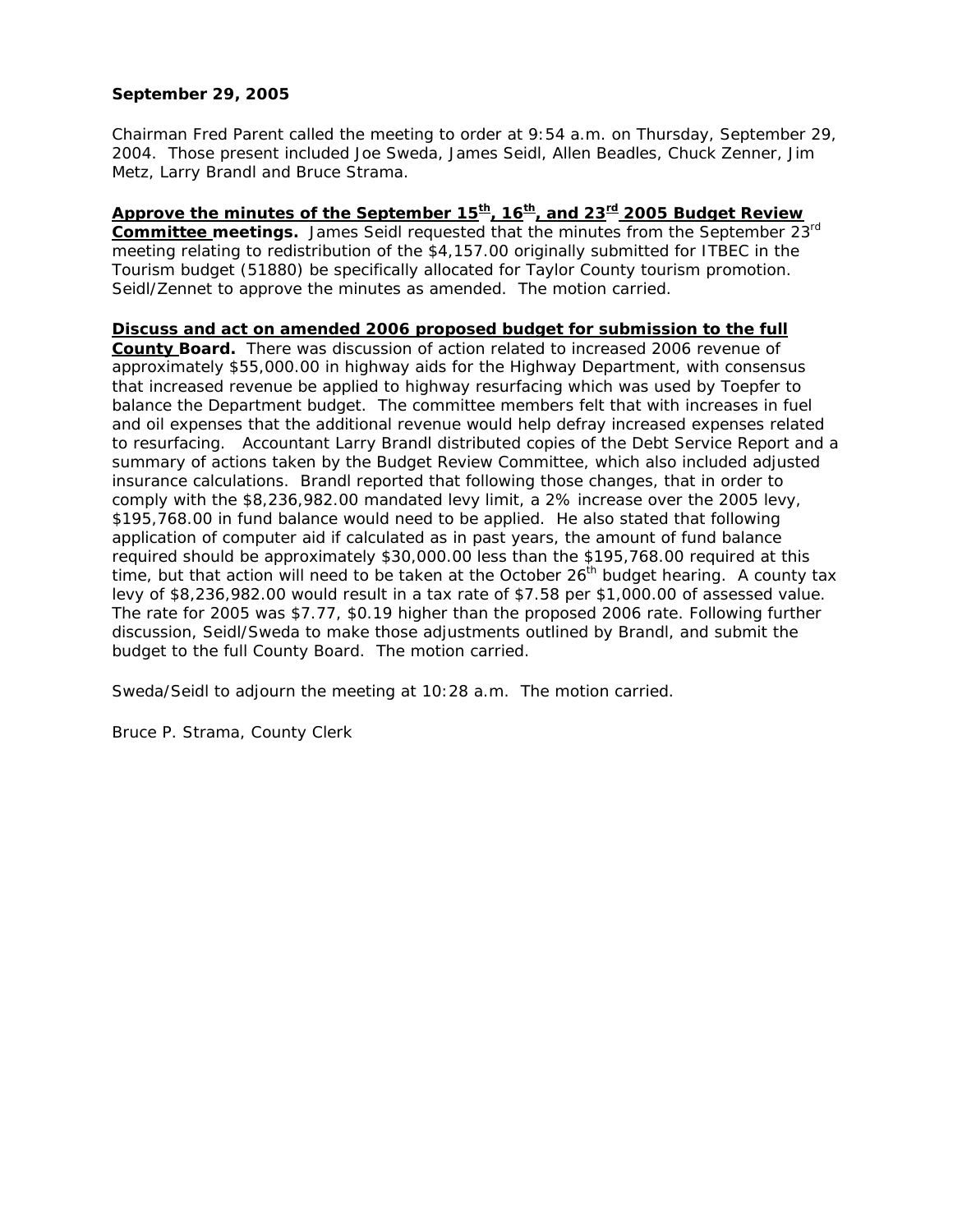**September 29, 2005**

Chairman Fred Parent called the meeting to order at 9:54 a.m. on Thursday, September 29, 2004. Those present included Joe Sweda, James Seidl, Allen Beadles, Chuck Zenner, Jim Metz, Larry Brandl and Bruce Strama.

**Approve the minutes of the September 15th, 16th, and 23rd 2005 Budget Review Committee meetings.** James Seidl requested that the minutes from the September 23rd meeting relating to redistribution of the $4,157.00 originally submitted for ITBEC in the Tourism budget (51880) be specifically allocated for Taylor County tourism promotion. Seidl/Zennet to approve the minutes as amended. The motion carried.

**Discuss and act on amended 2006 proposed budget for submission to the full County Board.** There was discussion of action related to increased 2006 revenue of approximately $55,000.00 in highway aids for the Highway Department, with consensus that increased revenue be applied to highway resurfacing which was used by Toepfer to balance the Department budget. The committee members felt that with increases in fuel and oil expenses that the additional revenue would help defray increased expenses related to resurfacing. Accountant Larry Brandl distributed copies of the Debt Service Report and a summary of actions taken by the Budget Review Committee, which also included adjusted insurance calculations. Brandl reported that following those changes, that in order to comply with the $8,236,982.00 mandated levy limit, a 2% increase over the 2005 levy, $195,768.00 in fund balance would need to be applied. He also stated that following application of computer aid if calculated as in past years, the amount of fund balance required should be approximately $30,000.00 less than the $195,768.00 required at this time, but that action will need to be taken at the October 26th budget hearing. A county tax levy of $8,236,982.00 would result in a tax rate of $7.58 per $1,000.00 of assessed value. The rate for 2005 was $7.77, $0.19 higher than the proposed 2006 rate. Following further discussion, Seidl/Sweda to make those adjustments outlined by Brandl, and submit the budget to the full County Board. The motion carried.

Sweda/Seidl to adjourn the meeting at 10:28 a.m. The motion carried.

Bruce P. Strama, County Clerk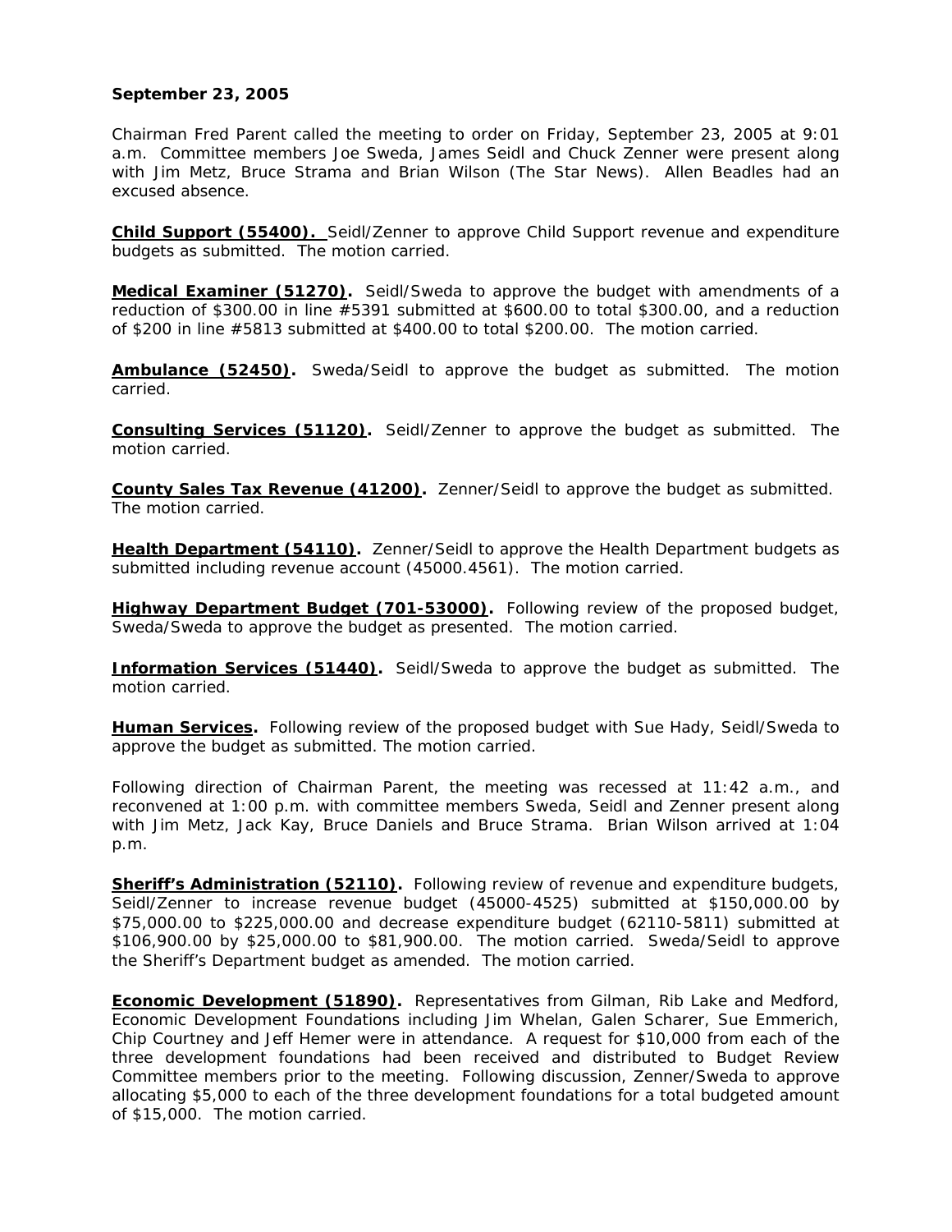**September 23, 2005**

Chairman Fred Parent called the meeting to order on Friday, September 23, 2005 at 9:01 a.m. Committee members Joe Sweda, James Seidl and Chuck Zenner were present along with Jim Metz, Bruce Strama and Brian Wilson (The Star News). Allen Beadles had an excused absence.

**Child Support (55400).** Seidl/Zenner to approve Child Support revenue and expenditure budgets as submitted. The motion carried.

**Medical Examiner (51270).** Seidl/Sweda to approve the budget with amendments of a reduction of $300.00 in line #5391 submitted at $600.00 to total $300.00, and a reduction of $200 in line #5813 submitted at $400.00 to total $200.00. The motion carried.

**Ambulance (52450).** Sweda/Seidl to approve the budget as submitted. The motion carried.

**Consulting Services (51120).** Seidl/Zenner to approve the budget as submitted. The motion carried.

**County Sales Tax Revenue (41200).** Zenner/Seidl to approve the budget as submitted. The motion carried.

**Health Department (54110).** Zenner/Seidl to approve the Health Department budgets as submitted including revenue account (45000.4561). The motion carried.

**Highway Department Budget (701-53000).** Following review of the proposed budget, Sweda/Sweda to approve the budget as presented. The motion carried.

**Information Services (51440).** Seidl/Sweda to approve the budget as submitted. The motion carried.

**Human Services.** Following review of the proposed budget with Sue Hady, Seidl/Sweda to approve the budget as submitted. The motion carried.

Following direction of Chairman Parent, the meeting was recessed at 11:42 a.m., and reconvened at 1:00 p.m. with committee members Sweda, Seidl and Zenner present along with Jim Metz, Jack Kay, Bruce Daniels and Bruce Strama. Brian Wilson arrived at 1:04 p.m.

**Sheriff's Administration (52110).** Following review of revenue and expenditure budgets, Seidl/Zenner to increase revenue budget (45000-4525) submitted at $150,000.00 by $75,000.00 to $225,000.00 and decrease expenditure budget (62110-5811) submitted at $106,900.00 by $25,000.00 to $81,900.00. The motion carried. Sweda/Seidl to approve the Sheriff's Department budget as amended. The motion carried.

**Economic Development (51890).** Representatives from Gilman, Rib Lake and Medford, Economic Development Foundations including Jim Whelan, Galen Scharer, Sue Emmerich, Chip Courtney and Jeff Hemer were in attendance. A request for $10,000 from each of the three development foundations had been received and distributed to Budget Review Committee members prior to the meeting. Following discussion, Zenner/Sweda to approve allocating $5,000 to each of the three development foundations for a total budgeted amount of $15,000. The motion carried.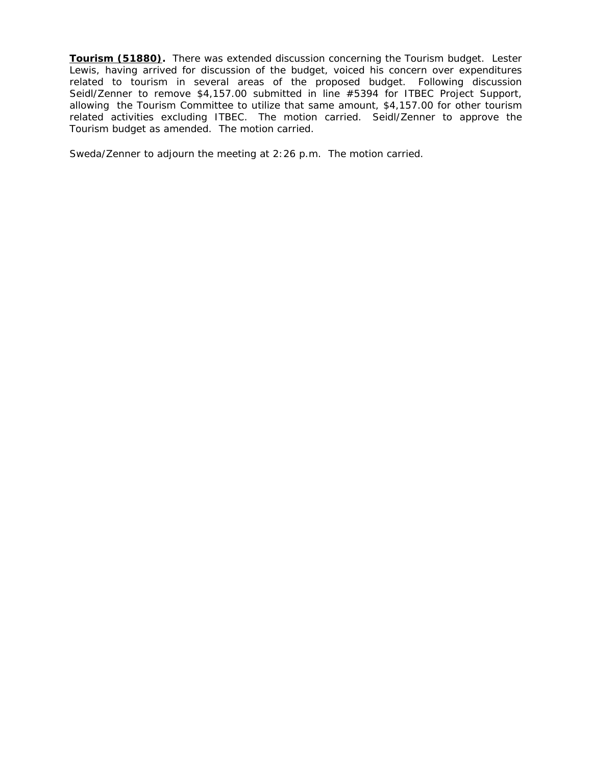**<u>Tourism (51880)</u>.** There was extended discussion concerning the Tourism budget. Lester Lewis, having arrived for discussion of the budget, voiced his concern over expenditures related to tourism in several areas of the proposed budget. Following discussion Seidl/Zenner to remove $4,157.00 submitted in line #5394 for ITBEC Project Support, allowing the Tourism Committee to utilize that same amount, $4,157.00 for other tourism related activities excluding ITBEC. The motion carried. Seidl/Zenner to approve the Tourism budget as amended. The motion carried.

Sweda/Zenner to adjourn the meeting at 2:26 p.m. The motion carried.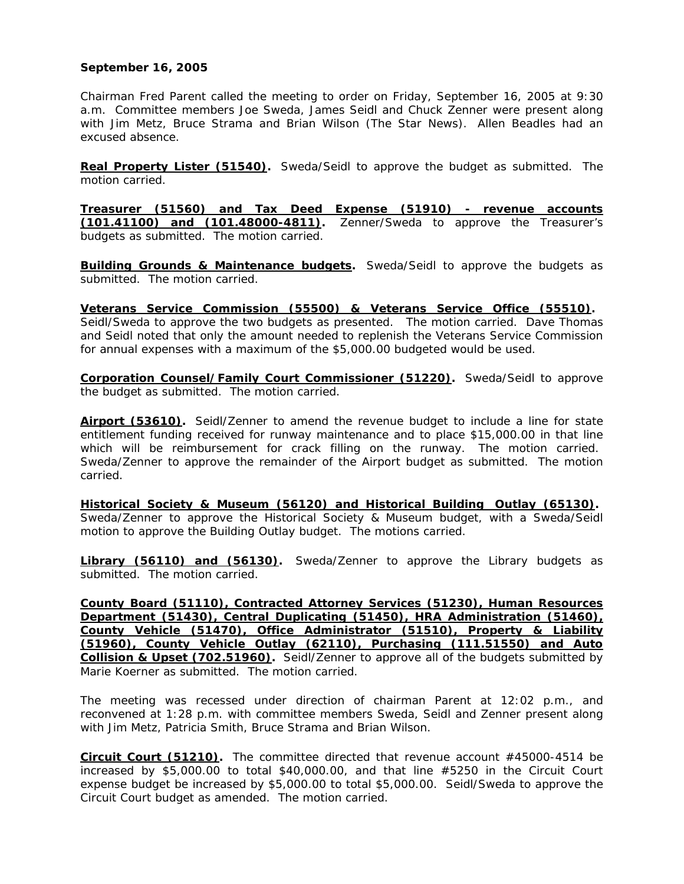**September 16, 2005**

Chairman Fred Parent called the meeting to order on Friday, September 16, 2005 at 9:30 a.m. Committee members Joe Sweda, James Seidl and Chuck Zenner were present along with Jim Metz, Bruce Strama and Brian Wilson (The Star News). Allen Beadles had an excused absence.

**Real Property Lister (51540).** Sweda/Seidl to approve the budget as submitted. The motion carried.

**Treasurer (51560) and Tax Deed Expense (51910) - revenue accounts (101.41100) and (101.48000-4811).** Zenner/Sweda to approve the Treasurer's budgets as submitted. The motion carried.

**Building Grounds & Maintenance budgets.** Sweda/Seidl to approve the budgets as submitted. The motion carried.

**Veterans Service Commission (55500) & Veterans Service Office (55510).** Seidl/Sweda to approve the two budgets as presented. The motion carried. Dave Thomas and Seidl noted that only the amount needed to replenish the Veterans Service Commission for annual expenses with a maximum of the $5,000.00 budgeted would be used.

**Corporation Counsel/Family Court Commissioner (51220).** Sweda/Seidl to approve the budget as submitted. The motion carried.

**Airport (53610).** Seidl/Zenner to amend the revenue budget to include a line for state entitlement funding received for runway maintenance and to place $15,000.00 in that line which will be reimbursement for crack filling on the runway. The motion carried. Sweda/Zenner to approve the remainder of the Airport budget as submitted. The motion carried.

**Historical Society & Museum (56120) and Historical Building Outlay (65130).** Sweda/Zenner to approve the Historical Society & Museum budget, with a Sweda/Seidl motion to approve the Building Outlay budget. The motions carried.

**Library (56110) and (56130).** Sweda/Zenner to approve the Library budgets as submitted. The motion carried.

**County Board (51110), Contracted Attorney Services (51230), Human Resources Department (51430), Central Duplicating (51450), HRA Administration (51460), County Vehicle (51470), Office Administrator (51510), Property & Liability (51960), County Vehicle Outlay (62110), Purchasing (111.51550) and Auto Collision & Upset (702.51960).** Seidl/Zenner to approve all of the budgets submitted by Marie Koerner as submitted. The motion carried.

The meeting was recessed under direction of chairman Parent at 12:02 p.m., and reconvened at 1:28 p.m. with committee members Sweda, Seidl and Zenner present along with Jim Metz, Patricia Smith, Bruce Strama and Brian Wilson.

**Circuit Court (51210).** The committee directed that revenue account #45000-4514 be increased by $5,000.00 to total $40,000.00, and that line #5250 in the Circuit Court expense budget be increased by $5,000.00 to total $5,000.00. Seidl/Sweda to approve the Circuit Court budget as amended. The motion carried.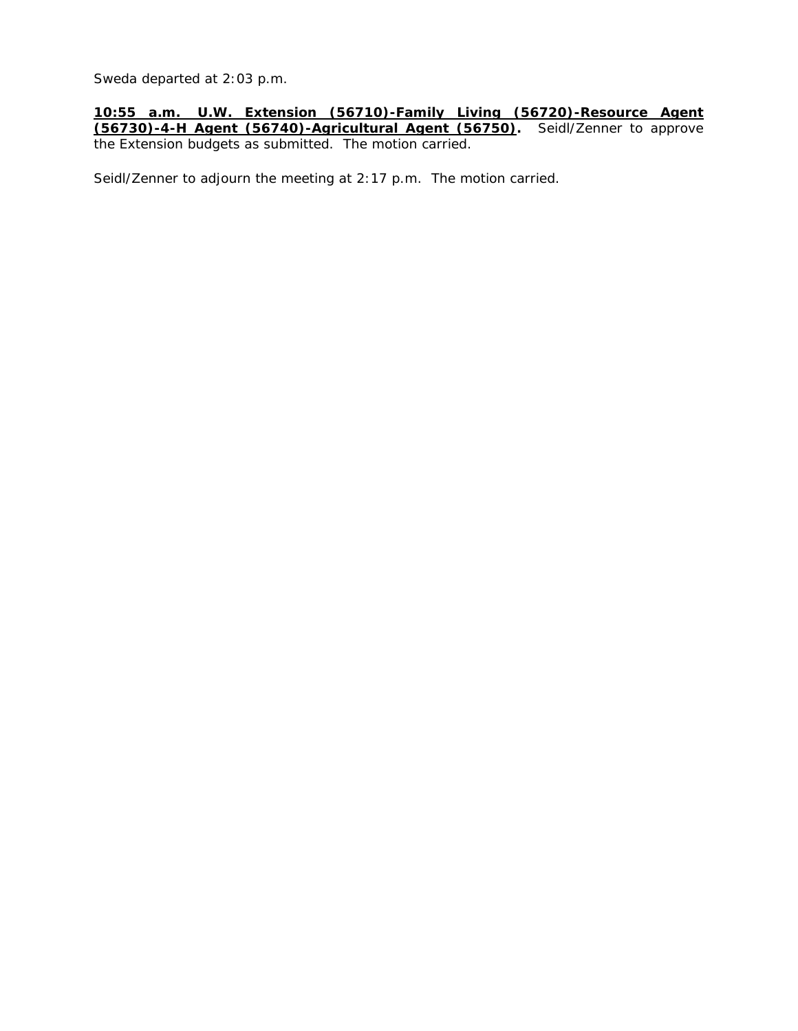Sweda departed at 2:03 p.m.

**10:55 a.m. U.W. Extension (56710)-Family Living (56720)-Resource Agent (56730)-4-H Agent (56740)-Agricultural Agent (56750).** Seidl/Zenner to approve the Extension budgets as submitted. The motion carried.

Seidl/Zenner to adjourn the meeting at 2:17 p.m. The motion carried.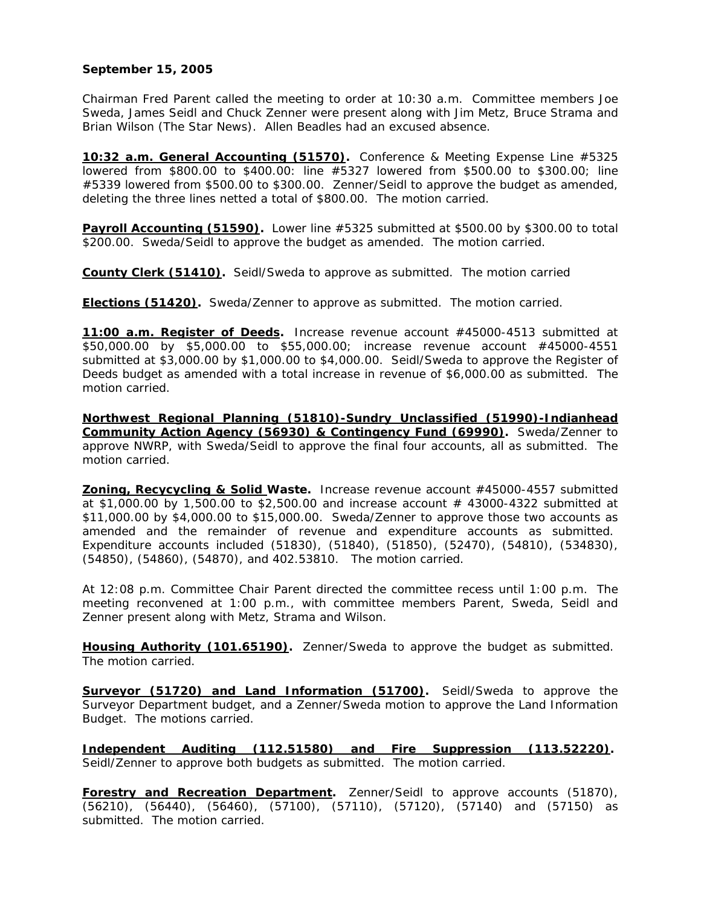**September 15, 2005**

Chairman Fred Parent called the meeting to order at 10:30 a.m. Committee members Joe Sweda, James Seidl and Chuck Zenner were present along with Jim Metz, Bruce Strama and Brian Wilson (The Star News). Allen Beadles had an excused absence.

**10:32 a.m. General Accounting (51570).** Conference & Meeting Expense Line #5325 lowered from $800.00 to $400.00: line #5327 lowered from $500.00 to $300.00; line #5339 lowered from $500.00 to $300.00. Zenner/Seidl to approve the budget as amended, deleting the three lines netted a total of $800.00. The motion carried.

**Payroll Accounting (51590).** Lower line #5325 submitted at $500.00 by $300.00 to total $200.00. Sweda/Seidl to approve the budget as amended. The motion carried.

**County Clerk (51410).** Seidl/Sweda to approve as submitted. The motion carried

**Elections (51420).** Sweda/Zenner to approve as submitted. The motion carried.

**11:00 a.m. Register of Deeds.** Increase revenue account #45000-4513 submitted at $50,000.00 by $5,000.00 to $55,000.00; increase revenue account #45000-4551 submitted at $3,000.00 by $1,000.00 to $4,000.00. Seidl/Sweda to approve the Register of Deeds budget as amended with a total increase in revenue of $6,000.00 as submitted. The motion carried.

**Northwest Regional Planning (51810)-Sundry Unclassified (51990)-Indianhead Community Action Agency (56930) & Contingency Fund (69990).** Sweda/Zenner to approve NWRP, with Sweda/Seidl to approve the final four accounts, all as submitted. The motion carried.

**Zoning, Recyccling & Solid Waste.** Increase revenue account #45000-4557 submitted at $1,000.00 by 1,500.00 to $2,500.00 and increase account # 43000-4322 submitted at $11,000.00 by $4,000.00 to $15,000.00. Sweda/Zenner to approve those two accounts as amended and the remainder of revenue and expenditure accounts as submitted. Expenditure accounts included (51830), (51840), (51850), (52470), (54810), (534830), (54850), (54860), (54870), and 402.53810. The motion carried.

At 12:08 p.m. Committee Chair Parent directed the committee recess until 1:00 p.m. The meeting reconvened at 1:00 p.m., with committee members Parent, Sweda, Seidl and Zenner present along with Metz, Strama and Wilson.

**Housing Authority (101.65190).** Zenner/Sweda to approve the budget as submitted. The motion carried.

**Surveyor (51720) and Land Information (51700).** Seidl/Sweda to approve the Surveyor Department budget, and a Zenner/Sweda motion to approve the Land Information Budget. The motions carried.

**Independent Auditing (112.51580) and Fire Suppression (113.52220).** Seidl/Zenner to approve both budgets as submitted. The motion carried.

**Forestry and Recreation Department.** Zenner/Seidl to approve accounts (51870), (56210), (56440), (56460), (57100), (57110), (57120), (57140) and (57150) as submitted. The motion carried.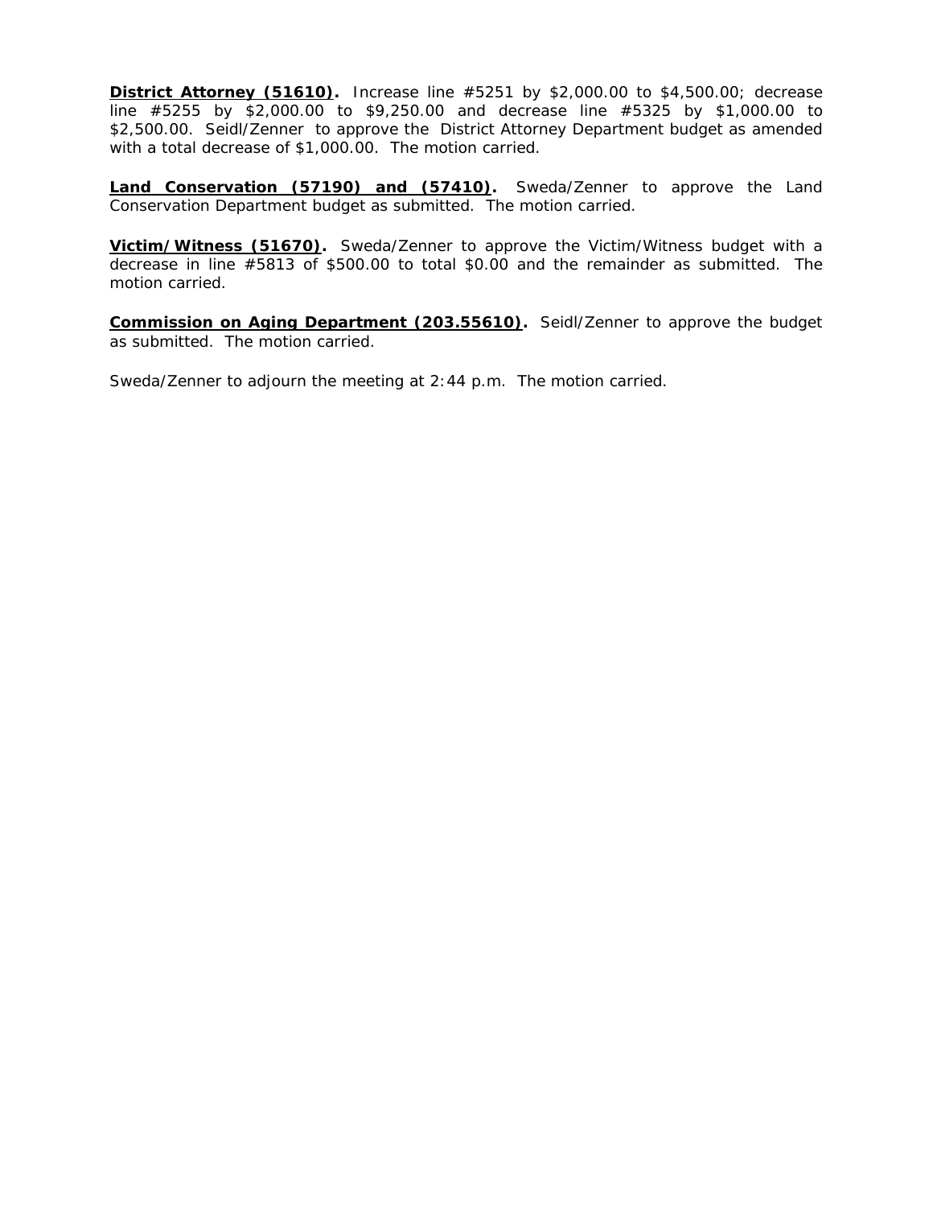**District Attorney (51610).** Increase line #5251 by $2,000.00 to $4,500.00; decrease line #5255 by $2,000.00 to $9,250.00 and decrease line #5325 by $1,000.00 to $2,500.00. Seidl/Zenner to approve the District Attorney Department budget as amended with a total decrease of $1,000.00. The motion carried.

**Land Conservation (57190) and (57410).** Sweda/Zenner to approve the Land Conservation Department budget as submitted. The motion carried.

**Victim/Witness (51670).** Sweda/Zenner to approve the Victim/Witness budget with a decrease in line #5813 of $500.00 to total $0.00 and the remainder as submitted. The motion carried.

**Commission on Aging Department (203.55610).** Seidl/Zenner to approve the budget as submitted. The motion carried.

Sweda/Zenner to adjourn the meeting at 2:44 p.m. The motion carried.